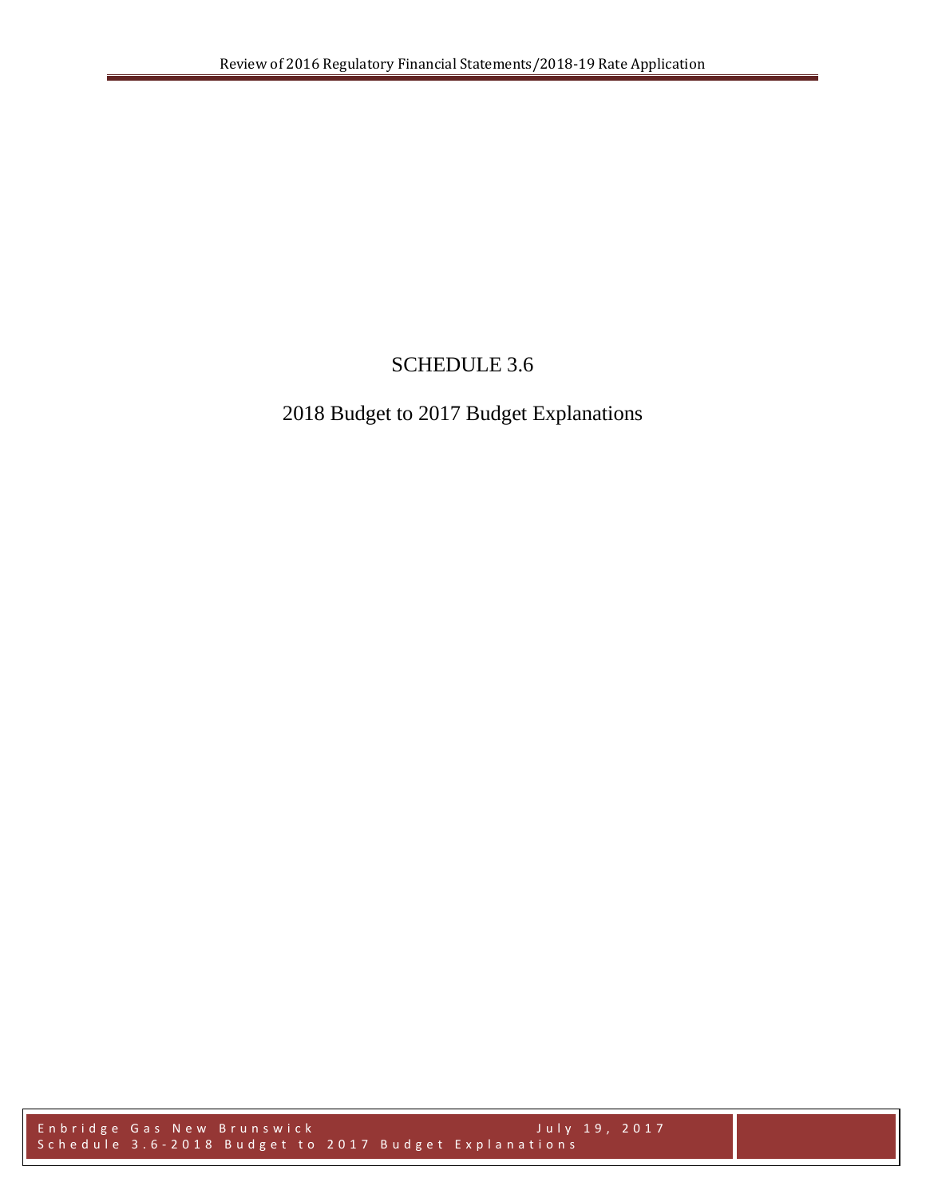# SCHEDULE 3.6

## 2018 Budget to 2017 Budget Explanations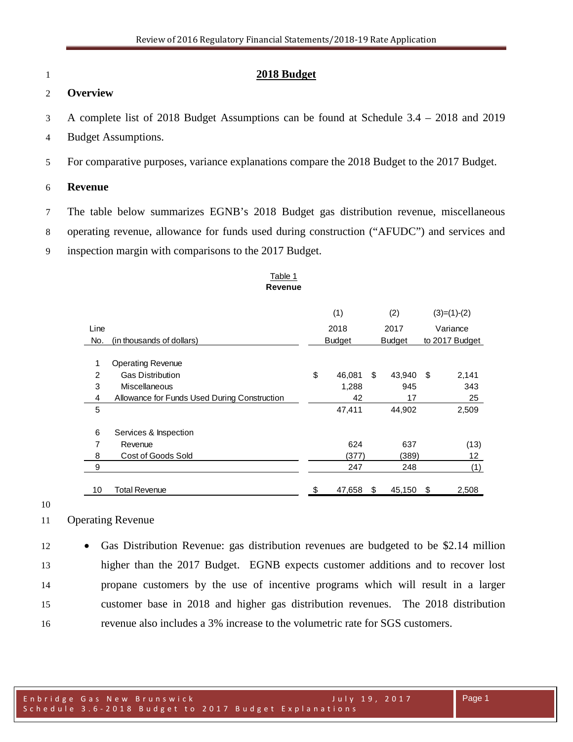## 2018 Budget

### Overview

A complete list of 2018 Budget Assumptions can be found at Schedule 3.4 – 2018 and 2019 Budget Assumptions.

For comparative purposes, variance explanations compare the 2018 Budget to the 2017 Budget.

### Revenue

The table below summarizes EGNB's 2018 Budget gas distribution revenue, miscellaneous operating revenue, allowance for funds used during construction ("AFUDC") and services and inspection margin with comparisons to the 2017 Budget.

Table 1
**Revenue**

| Line No. | (in thousands of dollars) | (1) 2018 Budget | (2) 2017 Budget | (3)=(1)-(2) Variance to 2017 Budget |
|---|---|---|---|---|
| 1 | Operating Revenue | | | |
| 2 | Gas Distribution | $ 46,081 | $ 43,940 | $ 2,141 |
| 3 | Miscellaneous | 1,288 | 945 | 343 |
| 4 | Allowance for Funds Used During Construction | 42 | 17 | 25 |
| 5 | | 47,411 | 44,902 | 2,509 |
| 6 | Services & Inspection | | | |
| 7 | Revenue | 624 | 637 | (13) |
| 8 | Cost of Goods Sold | (377) | (389) | 12 |
| 9 | | 247 | 248 | (1) |
| 10 | Total Revenue | $ 47,658 | $ 45,150 | $ 2,508 |

Operating Revenue

- Gas Distribution Revenue: gas distribution revenues are budgeted to be \$2.14 million higher than the 2017 Budget. EGNB expects customer additions and to recover lost propane customers by the use of incentive programs which will result in a larger customer base in 2018 and higher gas distribution revenues. The 2018 distribution revenue also includes a 3% increase to the volumetric rate for SGS customers.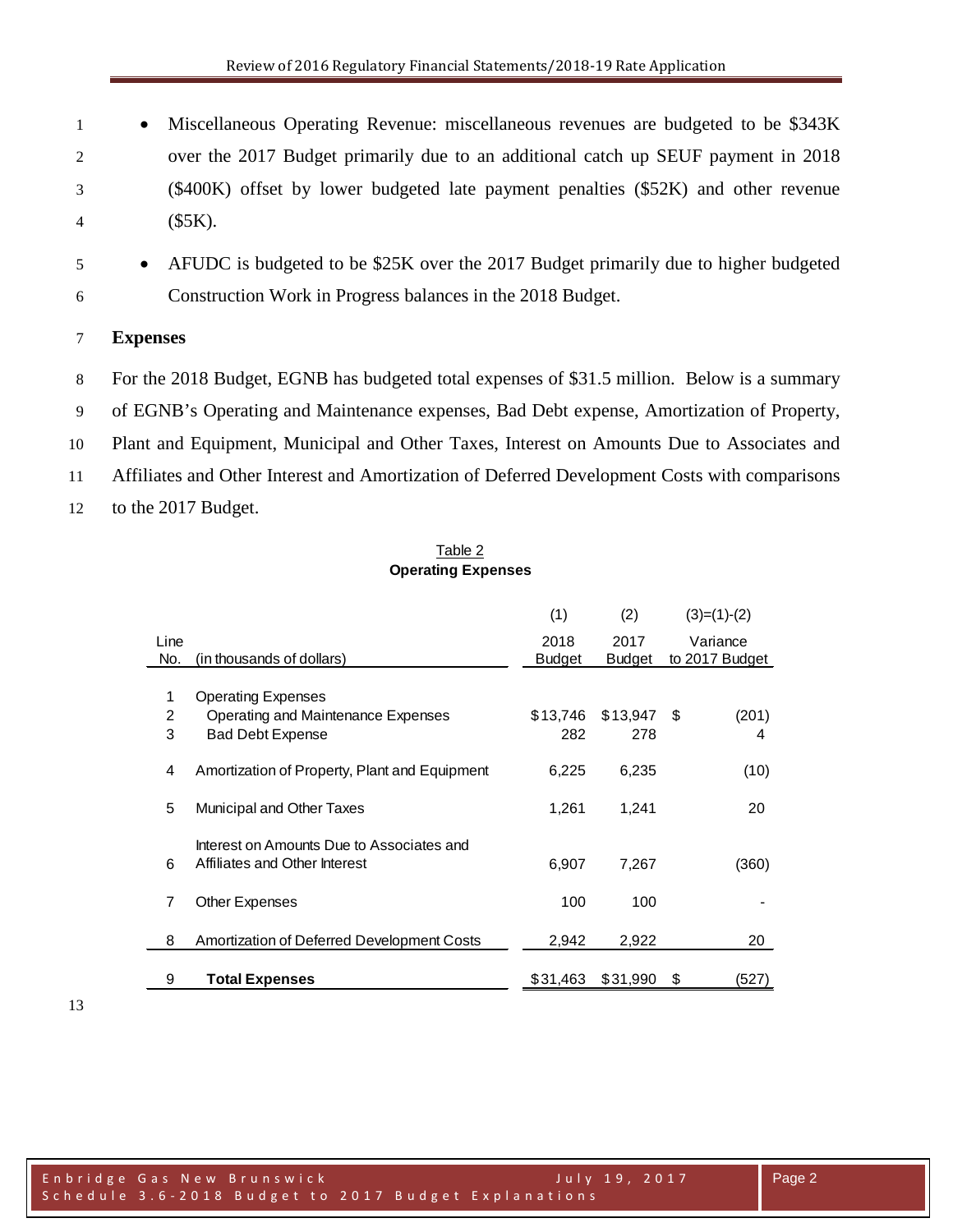- Miscellaneous Operating Revenue: miscellaneous revenues are budgeted to be $343K over the 2017 Budget primarily due to an additional catch up SEUF payment in 2018 ($400K) offset by lower budgeted late payment penalties ($52K) and other revenue ($5K).
- AFUDC is budgeted to be $25K over the 2017 Budget primarily due to higher budgeted Construction Work in Progress balances in the 2018 Budget.

**Expenses**

For the 2018 Budget, EGNB has budgeted total expenses of $31.5 million. Below is a summary of EGNB's Operating and Maintenance expenses, Bad Debt expense, Amortization of Property, Plant and Equipment, Municipal and Other Taxes, Interest on Amounts Due to Associates and Affiliates and Other Interest and Amortization of Deferred Development Costs with comparisons to the 2017 Budget.

Table 2
**Operating Expenses**

| | | (1) | (2) | (3)=(1)-(2) |
|---|---|---|---|---|
| Line No. | (in thousands of dollars) | 2018 Budget | 2017 Budget | Variance to 2017 Budget |
| 1 | Operating Expenses | | | |
| 2 | Operating and Maintenance Expenses | $13,746 | $13,947 | $ (201) |
| 3 | Bad Debt Expense | 282 | 278 | 4 |
| 4 | Amortization of Property, Plant and Equipment | 6,225 | 6,235 | (10) |
| 5 | Municipal and Other Taxes | 1,261 | 1,241 | 20 |
| 6 | Interest on Amounts Due to Associates and Affiliates and Other Interest | 6,907 | 7,267 | (360) |
| 7 | Other Expenses | 100 | 100 | - |
| 8 | Amortization of Deferred Development Costs | 2,942 | 2,922 | 20 |
| 9 | **Total Expenses** | $31,463 | $31,990 | $ (527) |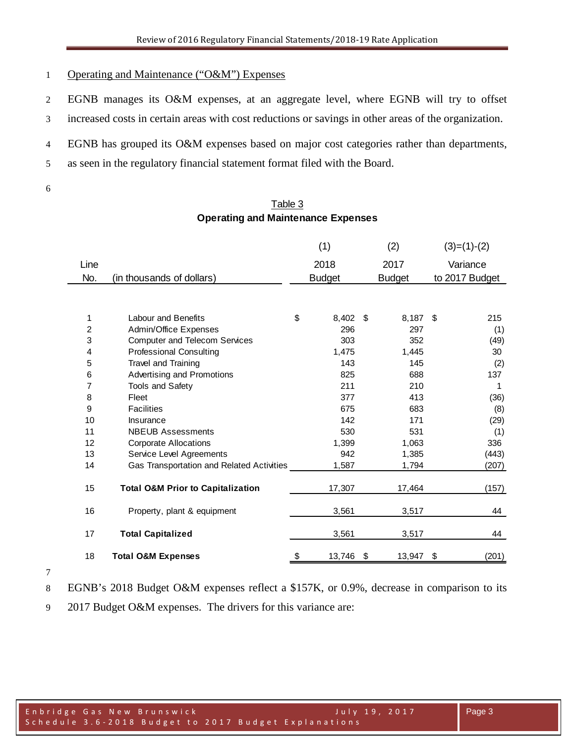Operating and Maintenance ("O&M") Expenses

EGNB manages its O&M expenses, at an aggregate level, where EGNB will try to offset increased costs in certain areas with cost reductions or savings in other areas of the organization.

EGNB has grouped its O&M expenses based on major cost categories rather than departments, as seen in the regulatory financial statement format filed with the Board.

Table 3
**Operating and Maintenance Expenses**

| Line No. | (in thousands of dollars) | (1) 2018 Budget | (2) 2017 Budget | (3)=(1)-(2) Variance to 2017 Budget |
|---|---|---|---|---|
| 1 | Labour and Benefits | $ 8,402 | $ 8,187 | $ 215 |
| 2 | Admin/Office Expenses | 296 | 297 | (1) |
| 3 | Computer and Telecom Services | 303 | 352 | (49) |
| 4 | Professional Consulting | 1,475 | 1,445 | 30 |
| 5 | Travel and Training | 143 | 145 | (2) |
| 6 | Advertising and Promotions | 825 | 688 | 137 |
| 7 | Tools and Safety | 211 | 210 | 1 |
| 8 | Fleet | 377 | 413 | (36) |
| 9 | Facilities | 675 | 683 | (8) |
| 10 | Insurance | 142 | 171 | (29) |
| 11 | NBEUB Assessments | 530 | 531 | (1) |
| 12 | Corporate Allocations | 1,399 | 1,063 | 336 |
| 13 | Service Level Agreements | 942 | 1,385 | (443) |
| 14 | Gas Transportation and Related Activities | 1,587 | 1,794 | (207) |
| 15 | **Total O&M Prior to Capitalization** | 17,307 | 17,464 | (157) |
| 16 | Property, plant & equipment | 3,561 | 3,517 | 44 |
| 17 | **Total Capitalized** | 3,561 | 3,517 | 44 |
| 18 | **Total O&M Expenses** | $ 13,746 | $ 13,947 | $ (201) |

EGNB's 2018 Budget O&M expenses reflect a $157K, or 0.9%, decrease in comparison to its 2017 Budget O&M expenses. The drivers for this variance are: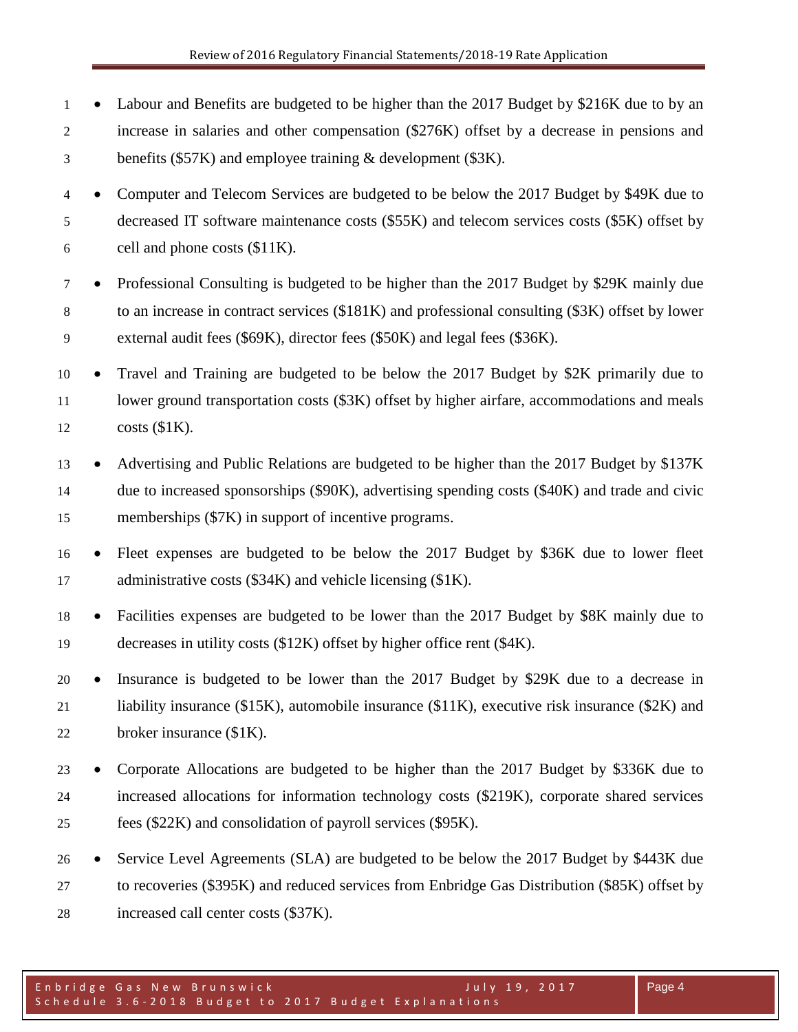- Labour and Benefits are budgeted to be higher than the 2017 Budget by $216K due to by an increase in salaries and other compensation ($276K) offset by a decrease in pensions and benefits ($57K) and employee training & development ($3K).
- Computer and Telecom Services are budgeted to be below the 2017 Budget by $49K due to decreased IT software maintenance costs ($55K) and telecom services costs ($5K) offset by cell and phone costs ($11K).
- Professional Consulting is budgeted to be higher than the 2017 Budget by $29K mainly due to an increase in contract services ($181K) and professional consulting ($3K) offset by lower external audit fees ($69K), director fees ($50K) and legal fees ($36K).
- Travel and Training are budgeted to be below the 2017 Budget by $2K primarily due to lower ground transportation costs ($3K) offset by higher airfare, accommodations and meals costs ($1K).
- Advertising and Public Relations are budgeted to be higher than the 2017 Budget by $137K due to increased sponsorships ($90K), advertising spending costs ($40K) and trade and civic memberships ($7K) in support of incentive programs.
- Fleet expenses are budgeted to be below the 2017 Budget by $36K due to lower fleet administrative costs ($34K) and vehicle licensing ($1K).
- Facilities expenses are budgeted to be lower than the 2017 Budget by $8K mainly due to decreases in utility costs ($12K) offset by higher office rent ($4K).
- Insurance is budgeted to be lower than the 2017 Budget by $29K due to a decrease in liability insurance ($15K), automobile insurance ($11K), executive risk insurance ($2K) and broker insurance ($1K).
- Corporate Allocations are budgeted to be higher than the 2017 Budget by $336K due to increased allocations for information technology costs ($219K), corporate shared services fees ($22K) and consolidation of payroll services ($95K).
- Service Level Agreements (SLA) are budgeted to be below the 2017 Budget by $443K due to recoveries ($395K) and reduced services from Enbridge Gas Distribution ($85K) offset by increased call center costs ($37K).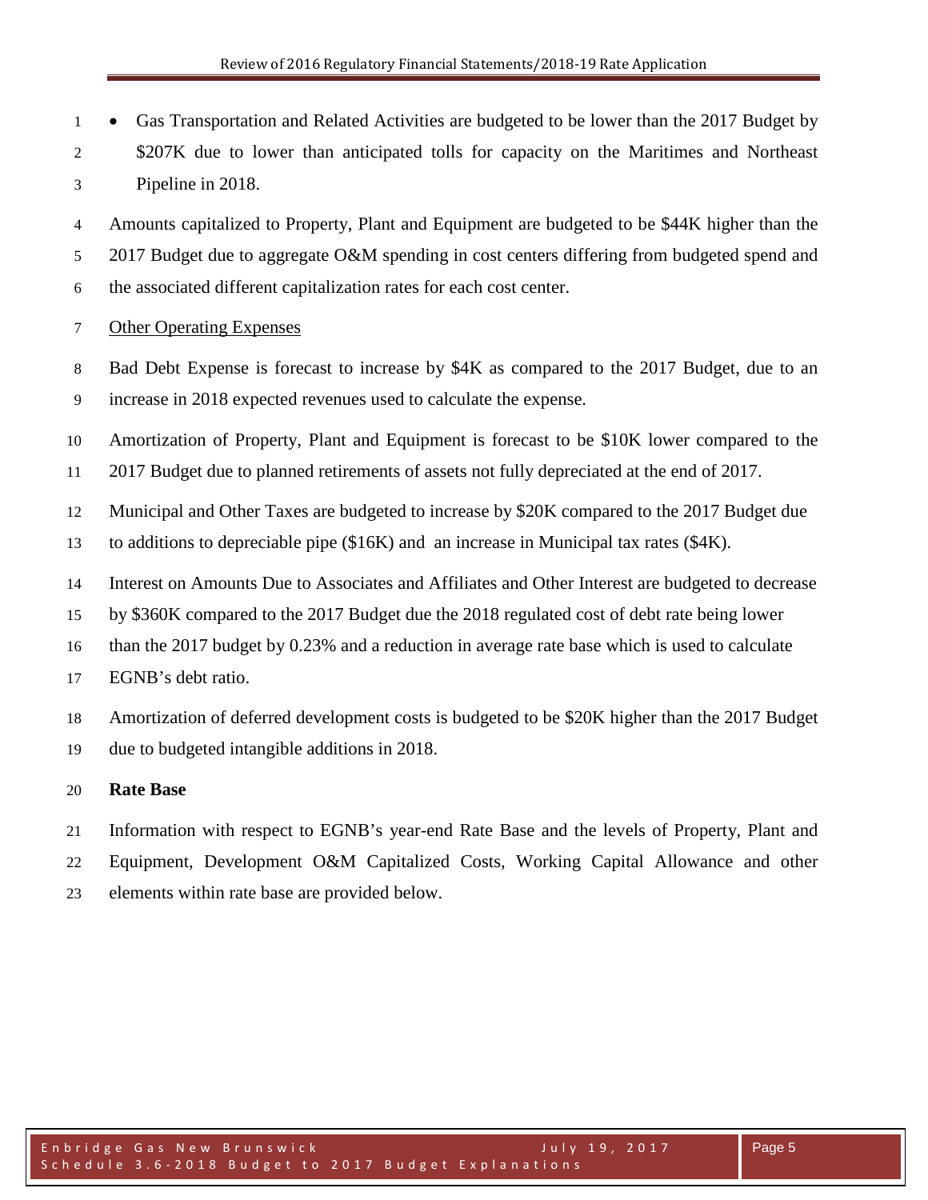- Gas Transportation and Related Activities are budgeted to be lower than the 2017 Budget by $207K due to lower than anticipated tolls for capacity on the Maritimes and Northeast Pipeline in 2018.

Amounts capitalized to Property, Plant and Equipment are budgeted to be $44K higher than the 2017 Budget due to aggregate O&M spending in cost centers differing from budgeted spend and the associated different capitalization rates for each cost center.

Other Operating Expenses

Bad Debt Expense is forecast to increase by $4K as compared to the 2017 Budget, due to an increase in 2018 expected revenues used to calculate the expense.

Amortization of Property, Plant and Equipment is forecast to be $10K lower compared to the 2017 Budget due to planned retirements of assets not fully depreciated at the end of 2017.

Municipal and Other Taxes are budgeted to increase by $20K compared to the 2017 Budget due to additions to depreciable pipe ($16K) and an increase in Municipal tax rates ($4K).

Interest on Amounts Due to Associates and Affiliates and Other Interest are budgeted to decrease by $360K compared to the 2017 Budget due the 2018 regulated cost of debt rate being lower than the 2017 budget by 0.23% and a reduction in average rate base which is used to calculate EGNB's debt ratio.

Amortization of deferred development costs is budgeted to be $20K higher than the 2017 Budget due to budgeted intangible additions in 2018.

**Rate Base**

Information with respect to EGNB's year-end Rate Base and the levels of Property, Plant and Equipment, Development O&M Capitalized Costs, Working Capital Allowance and other elements within rate base are provided below.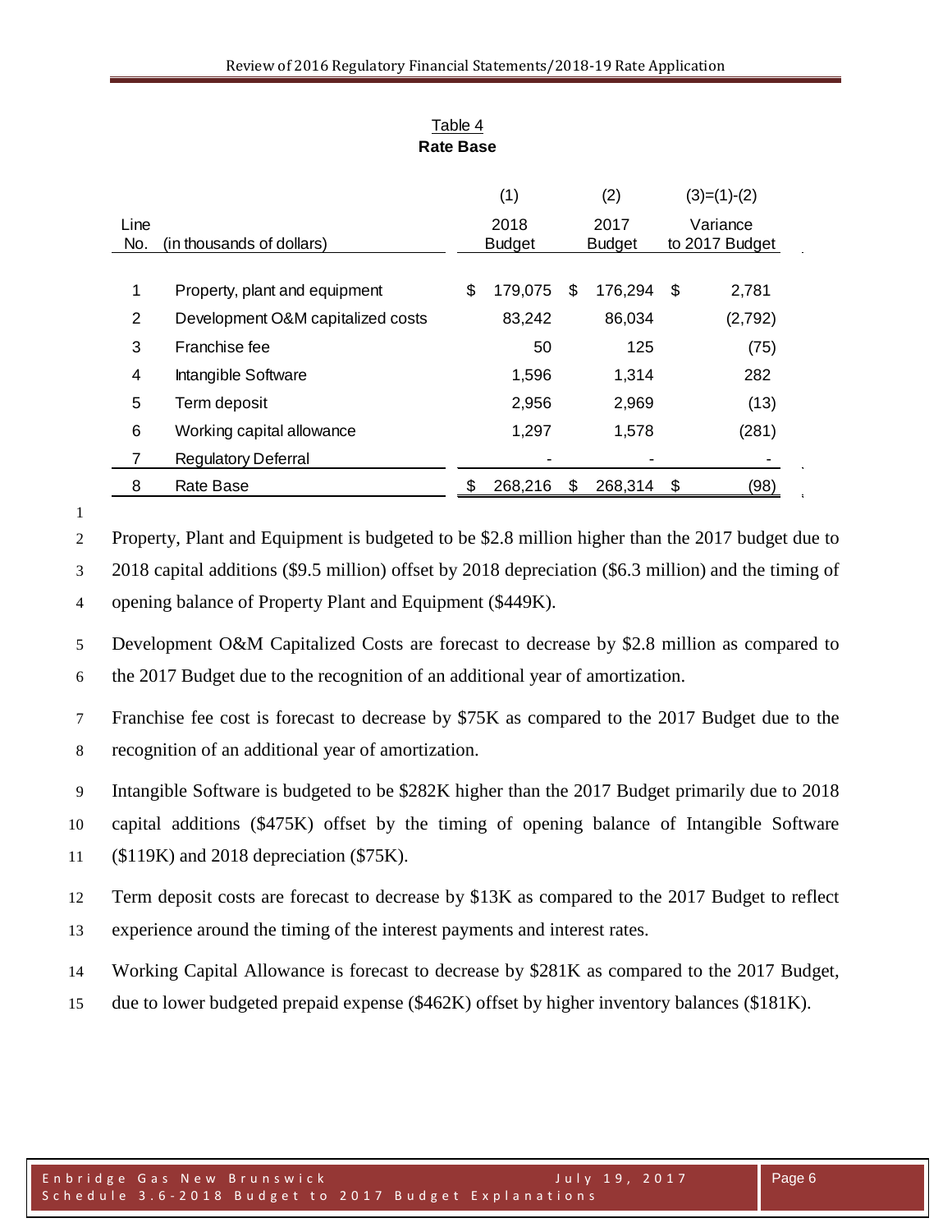Table 4

**Rate Base**

| Line No. | (in thousands of dollars) | (1) 2018 Budget | (2) 2017 Budget | (3)=(1)-(2) Variance to 2017 Budget |
|---|---|---|---|---|
| 1 | Property, plant and equipment | $ 179,075 | $ 176,294 | $ 2,781 |
| 2 | Development O&M capitalized costs | 83,242 | 86,034 | (2,792) |
| 3 | Franchise fee | 50 | 125 | (75) |
| 4 | Intangible Software | 1,596 | 1,314 | 282 |
| 5 | Term deposit | 2,956 | 2,969 | (13) |
| 6 | Working capital allowance | 1,297 | 1,578 | (281) |
| 7 | Regulatory Deferral | - | - | - |
| 8 | Rate Base | $ 268,216 | $ 268,314 | $ (98) |

Property, Plant and Equipment is budgeted to be $2.8 million higher than the 2017 budget due to 2018 capital additions ($9.5 million) offset by 2018 depreciation ($6.3 million) and the timing of opening balance of Property Plant and Equipment ($449K).

Development O&M Capitalized Costs are forecast to decrease by $2.8 million as compared to the 2017 Budget due to the recognition of an additional year of amortization.

Franchise fee cost is forecast to decrease by $75K as compared to the 2017 Budget due to the recognition of an additional year of amortization.

Intangible Software is budgeted to be $282K higher than the 2017 Budget primarily due to 2018 capital additions ($475K) offset by the timing of opening balance of Intangible Software ($119K) and 2018 depreciation ($75K).

Term deposit costs are forecast to decrease by $13K as compared to the 2017 Budget to reflect experience around the timing of the interest payments and interest rates.

Working Capital Allowance is forecast to decrease by $281K as compared to the 2017 Budget, due to lower budgeted prepaid expense ($462K) offset by higher inventory balances ($181K).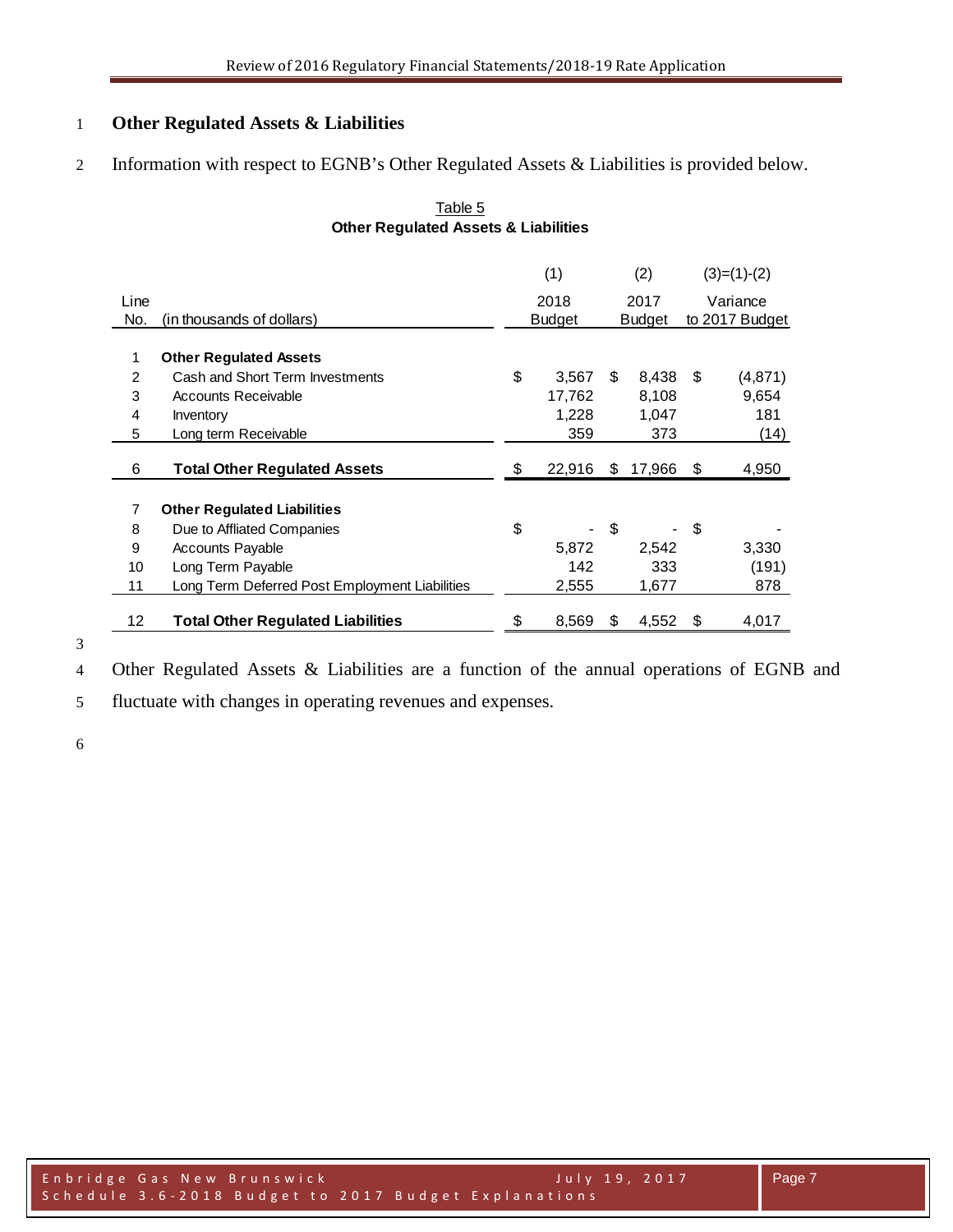## Other Regulated Assets & Liabilities

Information with respect to EGNB's Other Regulated Assets & Liabilities is provided below.

Table 5
**Other Regulated Assets & Liabilities**

| Line No. | (in thousands of dollars) | (1) 2018 Budget | (2) 2017 Budget | (3)=(1)-(2) Variance to 2017 Budget |
|---|---|---|---|---|
| 1 | **Other Regulated Assets** | | | |
| 2 | Cash and Short Term Investments | $ 3,567 | $ 8,438 | $ (4,871) |
| 3 | Accounts Receivable | 17,762 | 8,108 | 9,654 |
| 4 | Inventory | 1,228 | 1,047 | 181 |
| 5 | Long term Receivable | 359 | 373 | (14) |
| 6 | **Total Other Regulated Assets** | $ 22,916 | $ 17,966 | $ 4,950 |
| 7 | **Other Regulated Liabilities** | | | |
| 8 | Due to Affliated Companies | $ - | $ - | $ - |
| 9 | Accounts Payable | 5,872 | 2,542 | 3,330 |
| 10 | Long Term Payable | 142 | 333 | (191) |
| 11 | Long Term Deferred Post Employment Liabilities | 2,555 | 1,677 | 878 |
| 12 | **Total Other Regulated Liabilities** | $ 8,569 | $ 4,552 | $ 4,017 |

Other Regulated Assets & Liabilities are a function of the annual operations of EGNB and fluctuate with changes in operating revenues and expenses.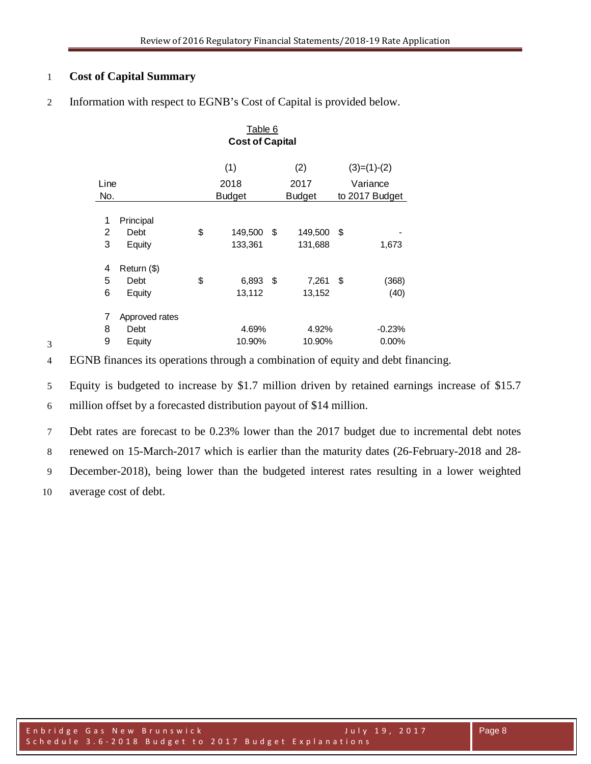**Cost of Capital Summary**

Information with respect to EGNB's Cost of Capital is provided below.

Table 6
**Cost of Capital**

| Line No. | | (1) 2018 Budget | (2) 2017 Budget | (3)=(1)-(2) Variance to 2017 Budget |
|---|---|---|---|---|
| 1 | Principal | | | |
| 2 | Debt | $ 149,500 | $ 149,500 | $ - |
| 3 | Equity | 133,361 | 131,688 | 1,673 |
| 4 | Return ($) | | | |
| 5 | Debt | $ 6,893 | $ 7,261 | $ (368) |
| 6 | Equity | 13,112 | 13,152 | (40) |
| 7 | Approved rates | | | |
| 8 | Debt | 4.69% | 4.92% | -0.23% |
| 9 | Equity | 10.90% | 10.90% | 0.00% |

EGNB finances its operations through a combination of equity and debt financing.

Equity is budgeted to increase by $1.7 million driven by retained earnings increase of $15.7 million offset by a forecasted distribution payout of $14 million.

Debt rates are forecast to be 0.23% lower than the 2017 budget due to incremental debt notes renewed on 15-March-2017 which is earlier than the maturity dates (26-February-2018 and 28-December-2018), being lower than the budgeted interest rates resulting in a lower weighted average cost of debt.